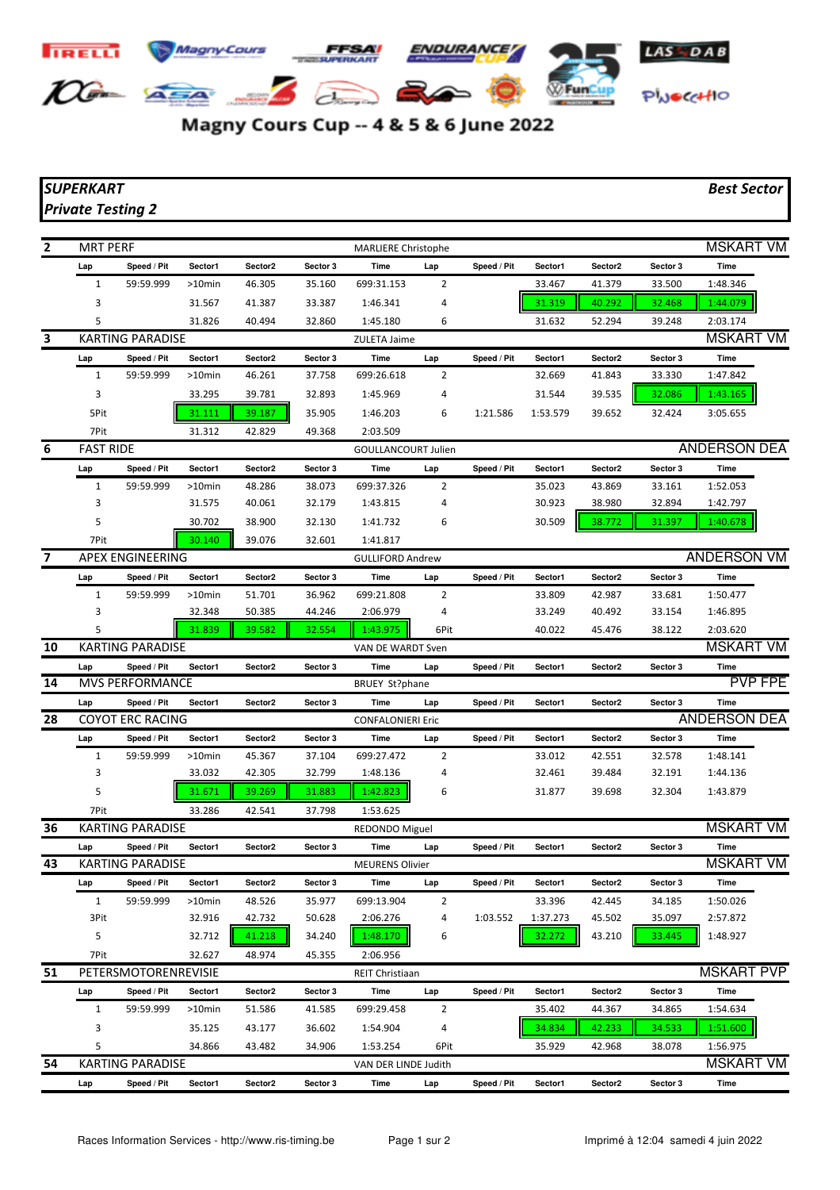# Magny Cours Cup -- 4 & 5 & 6 June 2022

***SUPERKART*** — ***Best Sector***

***Private Testing 2***

**2** MRT PERF — MARLIERE Christophe — MSKART VM

| Lap | Speed / Pit | Sector1 | Sector2 | Sector 3 | Time | Lap | Speed / Pit | Sector1 | Sector2 | Sector 3 | Time |
|---|---|---|---|---|---|---|---|---|---|---|---|
| 1 | 59:59.999 | >10min | 46.305 | 35.160 | 699:31.153 | 2 | | 33.467 | 41.379 | 33.500 | 1:48.346 |
| 3 | | 31.567 | 41.387 | 33.387 | 1:46.341 | 4 | | 31.319 | 40.292 | 32.468 | 1:44.079 |
| 5 | | 31.826 | 40.494 | 32.860 | 1:45.180 | 6 | | 31.632 | 52.294 | 39.248 | 2:03.174 |

**3** KARTING PARADISE — ZULETA Jaime — MSKART VM

| Lap | Speed / Pit | Sector1 | Sector2 | Sector 3 | Time | Lap | Speed / Pit | Sector1 | Sector2 | Sector 3 | Time |
|---|---|---|---|---|---|---|---|---|---|---|---|
| 1 | 59:59.999 | >10min | 46.261 | 37.758 | 699:26.618 | 2 | | 32.669 | 41.843 | 33.330 | 1:47.842 |
| 3 | | 33.295 | 39.781 | 32.893 | 1:45.969 | 4 | | 31.544 | 39.535 | 32.086 | 1:43.165 |
| 5Pit | | 31.111 | 39.187 | 35.905 | 1:46.203 | 6 | 1:21.586 | 1:53.579 | 39.652 | 32.424 | 3:05.655 |
| 7Pit | | 31.312 | 42.829 | 49.368 | 2:03.509 | | | | | | |

**6** FAST RIDE — GOULLANCOURT Julien — ANDERSON DEA

| Lap | Speed / Pit | Sector1 | Sector2 | Sector 3 | Time | Lap | Speed / Pit | Sector1 | Sector2 | Sector 3 | Time |
|---|---|---|---|---|---|---|---|---|---|---|---|
| 1 | 59:59.999 | >10min | 48.286 | 38.073 | 699:37.326 | 2 | | 35.023 | 43.869 | 33.161 | 1:52.053 |
| 3 | | 31.575 | 40.061 | 32.179 | 1:43.815 | 4 | | 30.923 | 38.980 | 32.894 | 1:42.797 |
| 5 | | 30.702 | 38.900 | 32.130 | 1:41.732 | 6 | | 30.509 | 38.772 | 31.397 | 1:40.678 |
| 7Pit | | 30.140 | 39.076 | 32.601 | 1:41.817 | | | | | | |

**7** APEX ENGINEERING — GULLIFORD Andrew — ANDERSON VM

| Lap | Speed / Pit | Sector1 | Sector2 | Sector 3 | Time | Lap | Speed / Pit | Sector1 | Sector2 | Sector 3 | Time |
|---|---|---|---|---|---|---|---|---|---|---|---|
| 1 | 59:59.999 | >10min | 51.701 | 36.962 | 699:21.808 | 2 | | 33.809 | 42.987 | 33.681 | 1:50.477 |
| 3 | | 32.348 | 50.385 | 44.246 | 2:06.979 | 4 | | 33.249 | 40.492 | 33.154 | 1:46.895 |
| 5 | | 31.839 | 39.582 | 32.554 | 1:43.975 | 6Pit | | 40.022 | 45.476 | 38.122 | 2:03.620 |

**10** KARTING PARADISE — VAN DE WARDT Sven — MSKART VM

| Lap | Speed / Pit | Sector1 | Sector2 | Sector 3 | Time | Lap | Speed / Pit | Sector1 | Sector2 | Sector 3 | Time |
|---|---|---|---|---|---|---|---|---|---|---|---|

**14** MVS PERFORMANCE — BRUEY St?phane — PVP FPE

| Lap | Speed / Pit | Sector1 | Sector2 | Sector 3 | Time | Lap | Speed / Pit | Sector1 | Sector2 | Sector 3 | Time |
|---|---|---|---|---|---|---|---|---|---|---|---|

**28** COYOT ERC RACING — CONFALONIERI Eric — ANDERSON DEA

| Lap | Speed / Pit | Sector1 | Sector2 | Sector 3 | Time | Lap | Speed / Pit | Sector1 | Sector2 | Sector 3 | Time |
|---|---|---|---|---|---|---|---|---|---|---|---|
| 1 | 59:59.999 | >10min | 45.367 | 37.104 | 699:27.472 | 2 | | 33.012 | 42.551 | 32.578 | 1:48.141 |
| 3 | | 33.032 | 42.305 | 32.799 | 1:48.136 | 4 | | 32.461 | 39.484 | 32.191 | 1:44.136 |
| 5 | | 31.671 | 39.269 | 31.883 | 1:42.823 | 6 | | 31.877 | 39.698 | 32.304 | 1:43.879 |
| 7Pit | | 33.286 | 42.541 | 37.798 | 1:53.625 | | | | | | |

**36** KARTING PARADISE — REDONDO Miguel — MSKART VM

| Lap | Speed / Pit | Sector1 | Sector2 | Sector 3 | Time | Lap | Speed / Pit | Sector1 | Sector2 | Sector 3 | Time |
|---|---|---|---|---|---|---|---|---|---|---|---|

**43** KARTING PARADISE — MEURENS Olivier — MSKART VM

| Lap | Speed / Pit | Sector1 | Sector2 | Sector 3 | Time | Lap | Speed / Pit | Sector1 | Sector2 | Sector 3 | Time |
|---|---|---|---|---|---|---|---|---|---|---|---|
| 1 | 59:59.999 | >10min | 48.526 | 35.977 | 699:13.904 | 2 | | 33.396 | 42.445 | 34.185 | 1:50.026 |
| 3Pit | | 32.916 | 42.732 | 50.628 | 2:06.276 | 4 | 1:03.552 | 1:37.273 | 45.502 | 35.097 | 2:57.872 |
| 5 | | 32.712 | 41.218 | 34.240 | 1:48.170 | 6 | | 32.272 | 43.210 | 33.445 | 1:48.927 |
| 7Pit | | 32.627 | 48.974 | 45.355 | 2:06.956 | | | | | | |

**51** PETERSMOTORENREVISIE — REIT Christiaan — MSKART PVP

| Lap | Speed / Pit | Sector1 | Sector2 | Sector 3 | Time | Lap | Speed / Pit | Sector1 | Sector2 | Sector 3 | Time |
|---|---|---|---|---|---|---|---|---|---|---|---|
| 1 | 59:59.999 | >10min | 51.586 | 41.585 | 699:29.458 | 2 | | 35.402 | 44.367 | 34.865 | 1:54.634 |
| 3 | | 35.125 | 43.177 | 36.602 | 1:54.904 | 4 | | 34.834 | 42.233 | 34.533 | 1:51.600 |
| 5 | | 34.866 | 43.482 | 34.906 | 1:53.254 | 6Pit | | 35.929 | 42.968 | 38.078 | 1:56.975 |

**54** KARTING PARADISE — VAN DER LINDE Judith — MSKART VM

| Lap | Speed / Pit | Sector1 | Sector2 | Sector 3 | Time | Lap | Speed / Pit | Sector1 | Sector2 | Sector 3 | Time |
|---|---|---|---|---|---|---|---|---|---|---|---|

Races Information Services - http://www.ris-timing.be — Imprimé à 12:04 samedi 4 juin 2022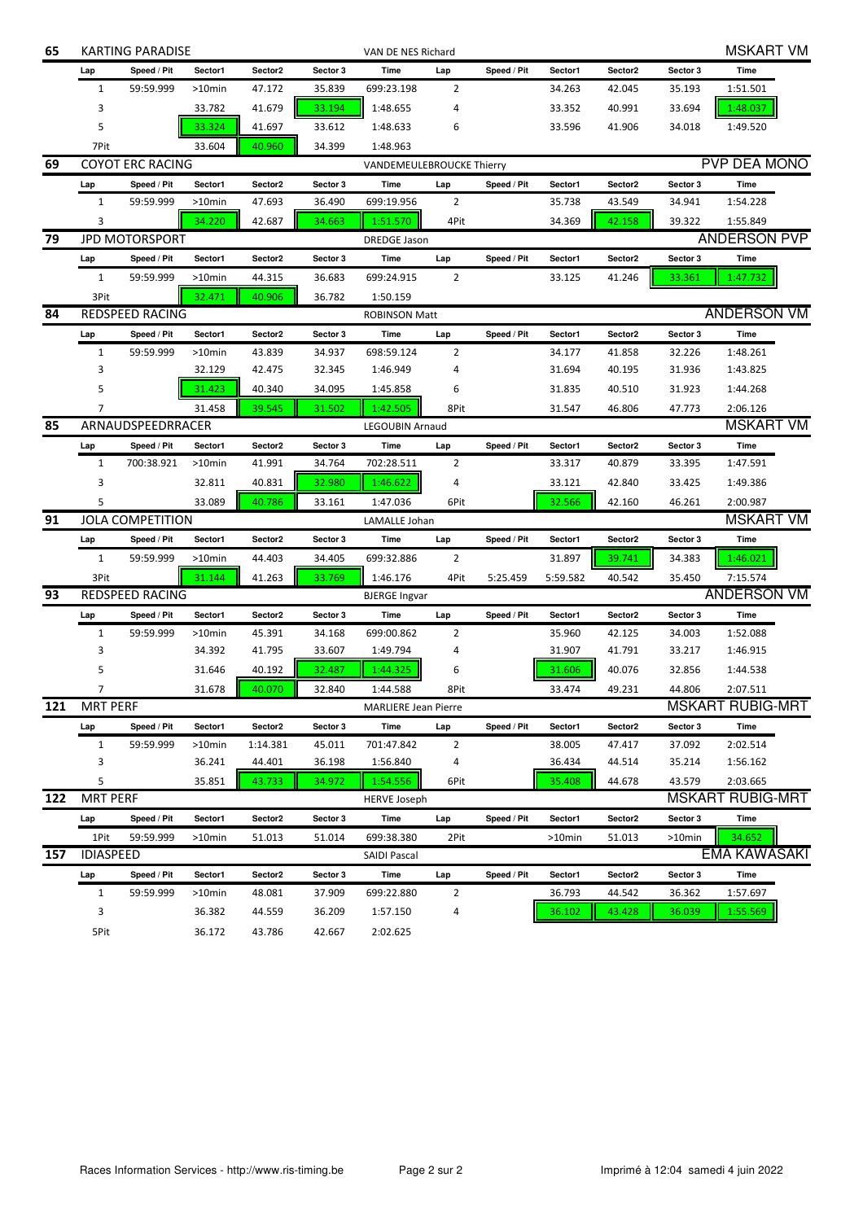## 65 KARTING PARADISE — VAN DE NES Richard — MSKART VM

| Lap | Speed / Pit | Sector1 | Sector2 | Sector 3 | Time | Lap | Speed / Pit | Sector1 | Sector2 | Sector 3 | Time |
|---|---|---|---|---|---|---|---|---|---|---|---|
| 1 | 59:59.999 | >10min | 47.172 | 35.839 | 699:23.198 | 2 | | 34.263 | 42.045 | 35.193 | 1:51.501 |
| 3 | | 33.782 | 41.679 | 33.194 | 1:48.655 | 4 | | 33.352 | 40.991 | 33.694 | 1:48.037 |
| 5 | | 33.324 | 41.697 | 33.612 | 1:48.633 | 6 | | 33.596 | 41.906 | 34.018 | 1:49.520 |
| 7Pit | | 33.604 | 40.960 | 34.399 | 1:48.963 | | | | | | |

## 69 COYOT ERC RACING — VANDEMEULEBROUCKE Thierry — PVP DEA MONO

| Lap | Speed / Pit | Sector1 | Sector2 | Sector 3 | Time | Lap | Speed / Pit | Sector1 | Sector2 | Sector 3 | Time |
|---|---|---|---|---|---|---|---|---|---|---|---|
| 1 | 59:59.999 | >10min | 47.693 | 36.490 | 699:19.956 | 2 | | 35.738 | 43.549 | 34.941 | 1:54.228 |
| 3 | | 34.220 | 42.687 | 34.663 | 1:51.570 | 4Pit | | 34.369 | 42.158 | 39.322 | 1:55.849 |

## 79 JPD MOTORSPORT — DREDGE Jason — ANDERSON PVP

| Lap | Speed / Pit | Sector1 | Sector2 | Sector 3 | Time | Lap | Speed / Pit | Sector1 | Sector2 | Sector 3 | Time |
|---|---|---|---|---|---|---|---|---|---|---|---|
| 1 | 59:59.999 | >10min | 44.315 | 36.683 | 699:24.915 | 2 | | 33.125 | 41.246 | 33.361 | 1:47.732 |
| 3Pit | | 32.471 | 40.906 | 36.782 | 1:50.159 | | | | | | |

## 84 REDSPEED RACING — ROBINSON Matt — ANDERSON VM

| Lap | Speed / Pit | Sector1 | Sector2 | Sector 3 | Time | Lap | Speed / Pit | Sector1 | Sector2 | Sector 3 | Time |
|---|---|---|---|---|---|---|---|---|---|---|---|
| 1 | 59:59.999 | >10min | 43.839 | 34.937 | 698:59.124 | 2 | | 34.177 | 41.858 | 32.226 | 1:48.261 |
| 3 | | 32.129 | 42.475 | 32.345 | 1:46.949 | 4 | | 31.694 | 40.195 | 31.936 | 1:43.825 |
| 5 | | 31.423 | 40.340 | 34.095 | 1:45.858 | 6 | | 31.835 | 40.510 | 31.923 | 1:44.268 |
| 7 | | 31.458 | 39.545 | 31.502 | 1:42.505 | 8Pit | | 31.547 | 46.806 | 47.773 | 2:06.126 |

## 85 ARNAUDSPEEDRRACER — LEGOUBIN Arnaud — MSKART VM

| Lap | Speed / Pit | Sector1 | Sector2 | Sector 3 | Time | Lap | Speed / Pit | Sector1 | Sector2 | Sector 3 | Time |
|---|---|---|---|---|---|---|---|---|---|---|---|
| 1 | 700:38.921 | >10min | 41.991 | 34.764 | 702:28.511 | 2 | | 33.317 | 40.879 | 33.395 | 1:47.591 |
| 3 | | 32.811 | 40.831 | 32.980 | 1:46.622 | 4 | | 33.121 | 42.840 | 33.425 | 1:49.386 |
| 5 | | 33.089 | 40.786 | 33.161 | 1:47.036 | 6Pit | | 32.566 | 42.160 | 46.261 | 2:00.987 |

## 91 JOLA COMPETITION — LAMALLE Johan — MSKART VM

| Lap | Speed / Pit | Sector1 | Sector2 | Sector 3 | Time | Lap | Speed / Pit | Sector1 | Sector2 | Sector 3 | Time |
|---|---|---|---|---|---|---|---|---|---|---|---|
| 1 | 59:59.999 | >10min | 44.403 | 34.405 | 699:32.886 | 2 | | 31.897 | 39.741 | 34.383 | 1:46.021 |
| 3Pit | | 31.144 | 41.263 | 33.769 | 1:46.176 | 4Pit | 5:25.459 | 5:59.582 | 40.542 | 35.450 | 7:15.574 |

## 93 REDSPEED RACING — BJERGE Ingvar — ANDERSON VM

| Lap | Speed / Pit | Sector1 | Sector2 | Sector 3 | Time | Lap | Speed / Pit | Sector1 | Sector2 | Sector 3 | Time |
|---|---|---|---|---|---|---|---|---|---|---|---|
| 1 | 59:59.999 | >10min | 45.391 | 34.168 | 699:00.862 | 2 | | 35.960 | 42.125 | 34.003 | 1:52.088 |
| 3 | | 34.392 | 41.795 | 33.607 | 1:49.794 | 4 | | 31.907 | 41.791 | 33.217 | 1:46.915 |
| 5 | | 31.646 | 40.192 | 32.487 | 1:44.325 | 6 | | 31.606 | 40.076 | 32.856 | 1:44.538 |
| 7 | | 31.678 | 40.070 | 32.840 | 1:44.588 | 8Pit | | 33.474 | 49.231 | 44.806 | 2:07.511 |

## 121 MRT PERF — MARLIERE Jean Pierre — MSKART RUBIG-MRT

| Lap | Speed / Pit | Sector1 | Sector2 | Sector 3 | Time | Lap | Speed / Pit | Sector1 | Sector2 | Sector 3 | Time |
|---|---|---|---|---|---|---|---|---|---|---|---|
| 1 | 59:59.999 | >10min | 1:14.381 | 45.011 | 701:47.842 | 2 | | 38.005 | 47.417 | 37.092 | 2:02.514 |
| 3 | | 36.241 | 44.401 | 36.198 | 1:56.840 | 4 | | 36.434 | 44.514 | 35.214 | 1:56.162 |
| 5 | | 35.851 | 43.733 | 34.972 | 1:54.556 | 6Pit | | 35.408 | 44.678 | 43.579 | 2:03.665 |

## 122 MRT PERF — HERVE Joseph — MSKART RUBIG-MRT

| Lap | Speed / Pit | Sector1 | Sector2 | Sector 3 | Time | Lap | Speed / Pit | Sector1 | Sector2 | Sector 3 | Time |
|---|---|---|---|---|---|---|---|---|---|---|---|
| 1Pit | 59:59.999 | >10min | 51.013 | 51.014 | 699:38.380 | 2Pit | | >10min | 51.013 | >10min | 34.652 |

## 157 IDIASPEED — SAIDI Pascal — EMA KAWASAKI

| Lap | Speed / Pit | Sector1 | Sector2 | Sector 3 | Time | Lap | Speed / Pit | Sector1 | Sector2 | Sector 3 | Time |
|---|---|---|---|---|---|---|---|---|---|---|---|
| 1 | 59:59.999 | >10min | 48.081 | 37.909 | 699:22.880 | 2 | | 36.793 | 44.542 | 36.362 | 1:57.697 |
| 3 | | 36.382 | 44.559 | 36.209 | 1:57.150 | 4 | | 36.102 | 43.428 | 36.039 | 1:55.569 |
| 5Pit | | 36.172 | 43.786 | 42.667 | 2:02.625 | | | | | | |

Races Information Services - http://www.ris-timing.be — Imprimé à 12:04 samedi 4 juin 2022